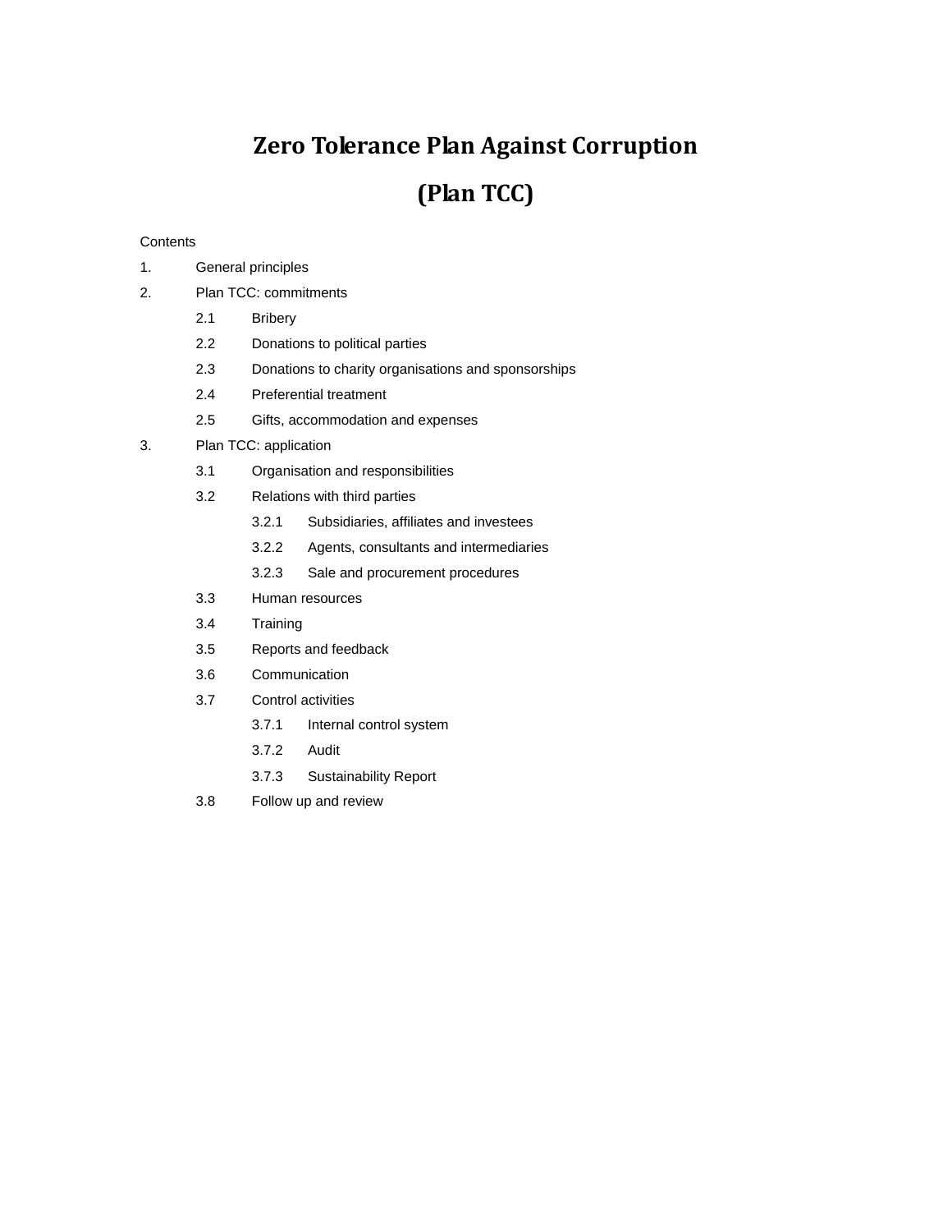# Zero Tolerance Plan Against Corruption

# (Plan TCC)

Contents

1. General principles
2. Plan TCC: commitments
   - 2.1 Bribery
   - 2.2 Donations to political parties
   - 2.3 Donations to charity organisations and sponsorships
   - 2.4 Preferential treatment
   - 2.5 Gifts, accommodation and expenses
3. Plan TCC: application
   - 3.1 Organisation and responsibilities
   - 3.2 Relations with third parties
     - 3.2.1 Subsidiaries, affiliates and investees
     - 3.2.2 Agents, consultants and intermediaries
     - 3.2.3 Sale and procurement procedures
   - 3.3 Human resources
   - 3.4 Training
   - 3.5 Reports and feedback
   - 3.6 Communication
   - 3.7 Control activities
     - 3.7.1 Internal control system
     - 3.7.2 Audit
     - 3.7.3 Sustainability Report
   - 3.8 Follow up and review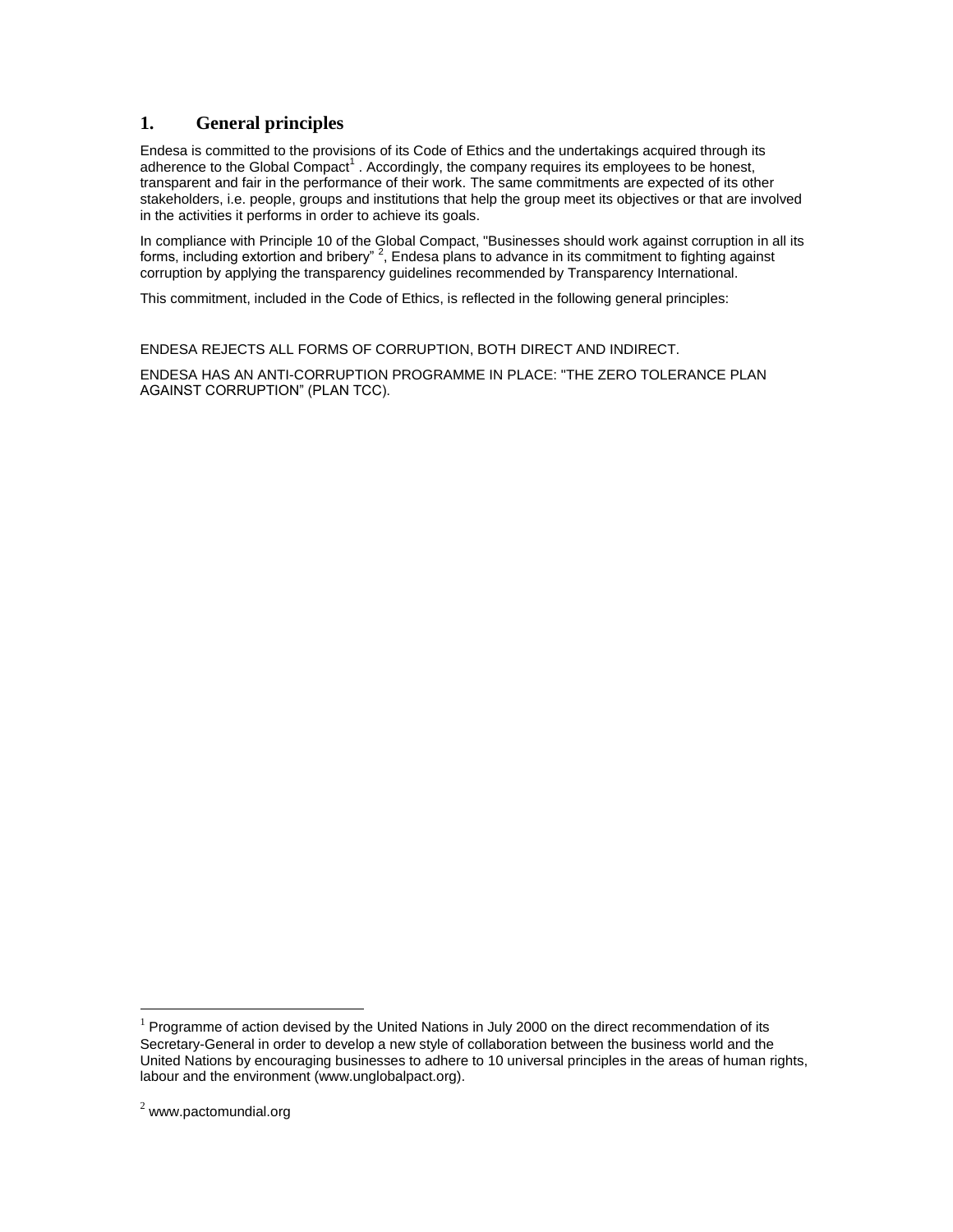## 1. General principles

Endesa is committed to the provisions of its Code of Ethics and the undertakings acquired through its adherence to the Global Compact[1] . Accordingly, the company requires its employees to be honest, transparent and fair in the performance of their work. The same commitments are expected of its other stakeholders, i.e. people, groups and institutions that help the group meet its objectives or that are involved in the activities it performs in order to achieve its goals.

In compliance with Principle 10 of the Global Compact, "Businesses should work against corruption in all its forms, including extortion and bribery" [2], Endesa plans to advance in its commitment to fighting against corruption by applying the transparency guidelines recommended by Transparency International.

This commitment, included in the Code of Ethics, is reflected in the following general principles:

ENDESA REJECTS ALL FORMS OF CORRUPTION, BOTH DIRECT AND INDIRECT.

ENDESA HAS AN ANTI-CORRUPTION PROGRAMME IN PLACE: "THE ZERO TOLERANCE PLAN AGAINST CORRUPTION" (PLAN TCC).

---

[1] Programme of action devised by the United Nations in July 2000 on the direct recommendation of its Secretary-General in order to develop a new style of collaboration between the business world and the United Nations by encouraging businesses to adhere to 10 universal principles in the areas of human rights, labour and the environment (www.unglobalpact.org).

[2] www.pactomundial.org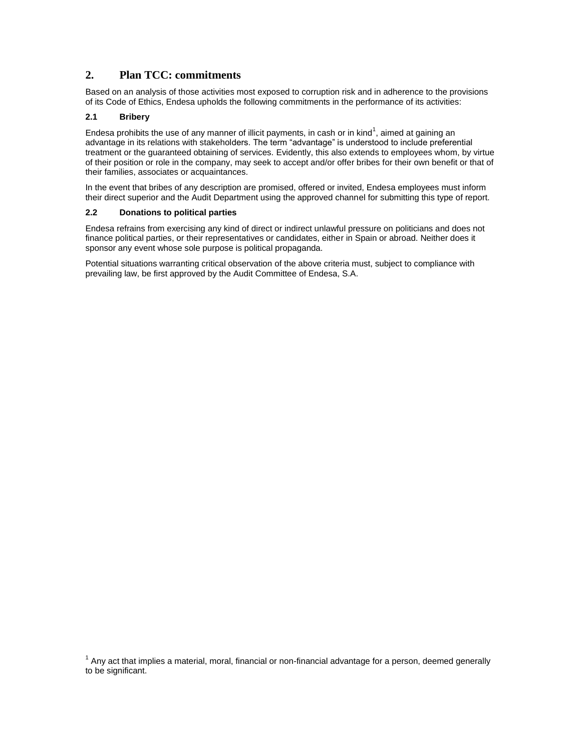## 2. Plan TCC: commitments

Based on an analysis of those activities most exposed to corruption risk and in adherence to the provisions of its Code of Ethics, Endesa upholds the following commitments in the performance of its activities:

### 2.1 Bribery

Endesa prohibits the use of any manner of illicit payments, in cash or in kind[1], aimed at gaining an advantage in its relations with stakeholders. The term “advantage” is understood to include preferential treatment or the guaranteed obtaining of services. Evidently, this also extends to employees whom, by virtue of their position or role in the company, may seek to accept and/or offer bribes for their own benefit or that of their families, associates or acquaintances.

In the event that bribes of any description are promised, offered or invited, Endesa employees must inform their direct superior and the Audit Department using the approved channel for submitting this type of report.

### 2.2 Donations to political parties

Endesa refrains from exercising any kind of direct or indirect unlawful pressure on politicians and does not finance political parties, or their representatives or candidates, either in Spain or abroad. Neither does it sponsor any event whose sole purpose is political propaganda.

Potential situations warranting critical observation of the above criteria must, subject to compliance with prevailing law, be first approved by the Audit Committee of Endesa, S.A.

[1] Any act that implies a material, moral, financial or non-financial advantage for a person, deemed generally to be significant.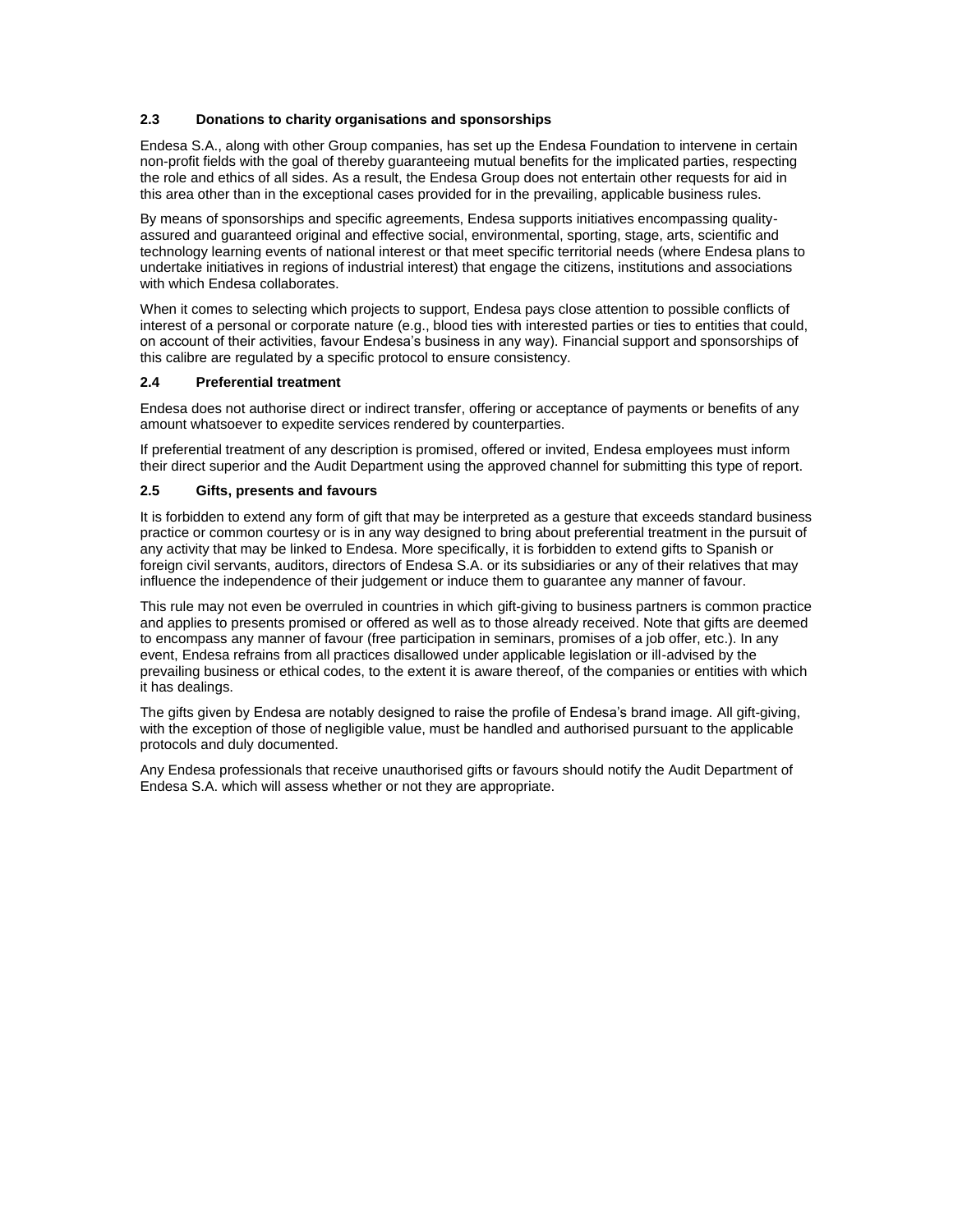### 2.3 Donations to charity organisations and sponsorships

Endesa S.A., along with other Group companies, has set up the Endesa Foundation to intervene in certain non-profit fields with the goal of thereby guaranteeing mutual benefits for the implicated parties, respecting the role and ethics of all sides. As a result, the Endesa Group does not entertain other requests for aid in this area other than in the exceptional cases provided for in the prevailing, applicable business rules.

By means of sponsorships and specific agreements, Endesa supports initiatives encompassing quality-assured and guaranteed original and effective social, environmental, sporting, stage, arts, scientific and technology learning events of national interest or that meet specific territorial needs (where Endesa plans to undertake initiatives in regions of industrial interest) that engage the citizens, institutions and associations with which Endesa collaborates.

When it comes to selecting which projects to support, Endesa pays close attention to possible conflicts of interest of a personal or corporate nature (e.g., blood ties with interested parties or ties to entities that could, on account of their activities, favour Endesa's business in any way). Financial support and sponsorships of this calibre are regulated by a specific protocol to ensure consistency.

### 2.4 Preferential treatment

Endesa does not authorise direct or indirect transfer, offering or acceptance of payments or benefits of any amount whatsoever to expedite services rendered by counterparties.

If preferential treatment of any description is promised, offered or invited, Endesa employees must inform their direct superior and the Audit Department using the approved channel for submitting this type of report.

### 2.5 Gifts, presents and favours

It is forbidden to extend any form of gift that may be interpreted as a gesture that exceeds standard business practice or common courtesy or is in any way designed to bring about preferential treatment in the pursuit of any activity that may be linked to Endesa. More specifically, it is forbidden to extend gifts to Spanish or foreign civil servants, auditors, directors of Endesa S.A. or its subsidiaries or any of their relatives that may influence the independence of their judgement or induce them to guarantee any manner of favour.

This rule may not even be overruled in countries in which gift-giving to business partners is common practice and applies to presents promised or offered as well as to those already received. Note that gifts are deemed to encompass any manner of favour (free participation in seminars, promises of a job offer, etc.). In any event, Endesa refrains from all practices disallowed under applicable legislation or ill-advised by the prevailing business or ethical codes, to the extent it is aware thereof, of the companies or entities with which it has dealings.

The gifts given by Endesa are notably designed to raise the profile of Endesa's brand image. All gift-giving, with the exception of those of negligible value, must be handled and authorised pursuant to the applicable protocols and duly documented.

Any Endesa professionals that receive unauthorised gifts or favours should notify the Audit Department of Endesa S.A. which will assess whether or not they are appropriate.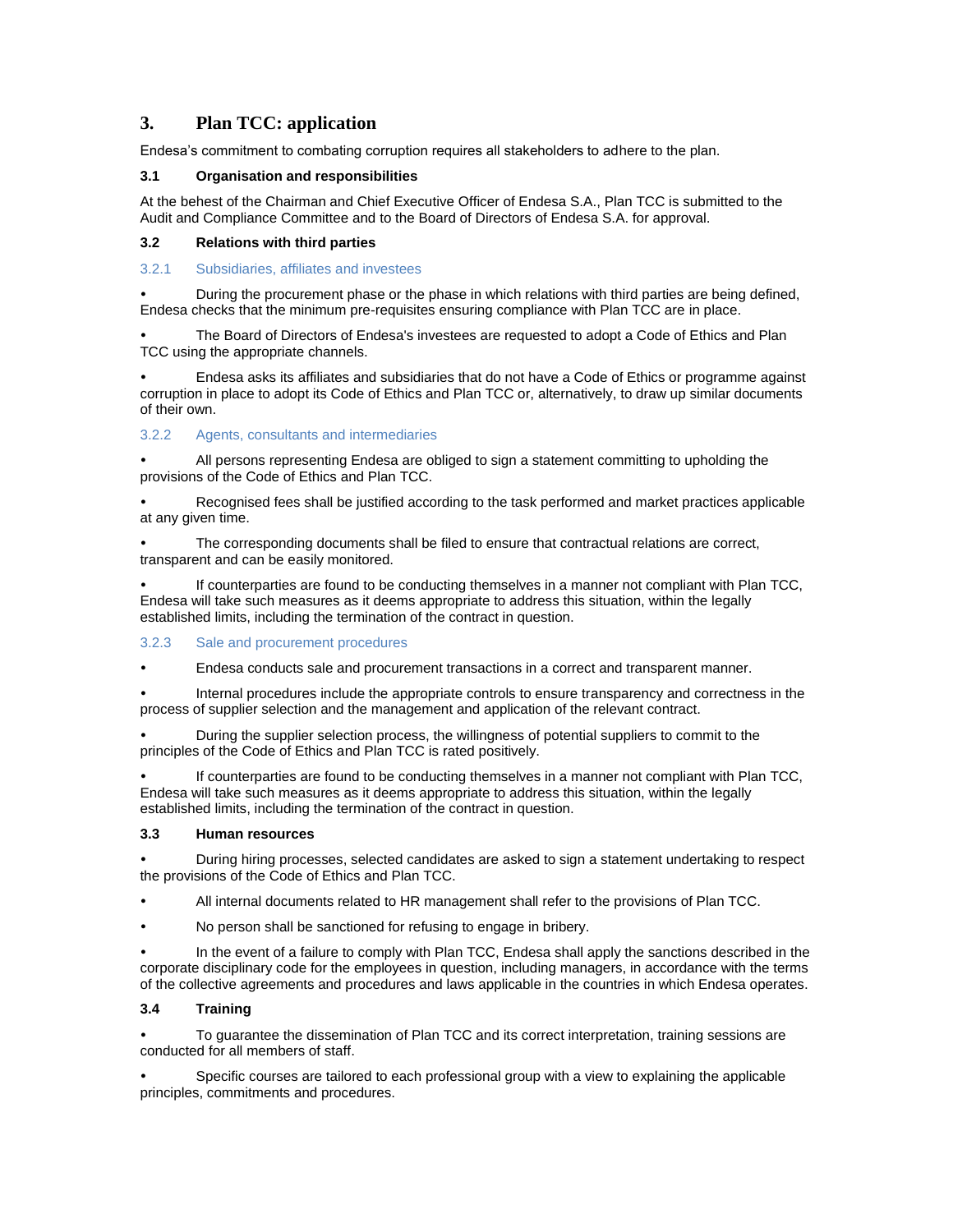## 3. Plan TCC: application

Endesa's commitment to combating corruption requires all stakeholders to adhere to the plan.

### 3.1 Organisation and responsibilities

At the behest of the Chairman and Chief Executive Officer of Endesa S.A., Plan TCC is submitted to the Audit and Compliance Committee and to the Board of Directors of Endesa S.A. for approval.

### 3.2 Relations with third parties

#### 3.2.1 Subsidiaries, affiliates and investees

- During the procurement phase or the phase in which relations with third parties are being defined, Endesa checks that the minimum pre-requisites ensuring compliance with Plan TCC are in place.
- The Board of Directors of Endesa's investees are requested to adopt a Code of Ethics and Plan TCC using the appropriate channels.
- Endesa asks its affiliates and subsidiaries that do not have a Code of Ethics or programme against corruption in place to adopt its Code of Ethics and Plan TCC or, alternatively, to draw up similar documents of their own.

#### 3.2.2 Agents, consultants and intermediaries

- All persons representing Endesa are obliged to sign a statement committing to upholding the provisions of the Code of Ethics and Plan TCC.
- Recognised fees shall be justified according to the task performed and market practices applicable at any given time.
- The corresponding documents shall be filed to ensure that contractual relations are correct, transparent and can be easily monitored.
- If counterparties are found to be conducting themselves in a manner not compliant with Plan TCC, Endesa will take such measures as it deems appropriate to address this situation, within the legally established limits, including the termination of the contract in question.

#### 3.2.3 Sale and procurement procedures

- Endesa conducts sale and procurement transactions in a correct and transparent manner.
- Internal procedures include the appropriate controls to ensure transparency and correctness in the process of supplier selection and the management and application of the relevant contract.
- During the supplier selection process, the willingness of potential suppliers to commit to the principles of the Code of Ethics and Plan TCC is rated positively.
- If counterparties are found to be conducting themselves in a manner not compliant with Plan TCC, Endesa will take such measures as it deems appropriate to address this situation, within the legally established limits, including the termination of the contract in question.

### 3.3 Human resources

- During hiring processes, selected candidates are asked to sign a statement undertaking to respect the provisions of the Code of Ethics and Plan TCC.
- All internal documents related to HR management shall refer to the provisions of Plan TCC.
- No person shall be sanctioned for refusing to engage in bribery.
- In the event of a failure to comply with Plan TCC, Endesa shall apply the sanctions described in the corporate disciplinary code for the employees in question, including managers, in accordance with the terms of the collective agreements and procedures and laws applicable in the countries in which Endesa operates.

### 3.4 Training

- To guarantee the dissemination of Plan TCC and its correct interpretation, training sessions are conducted for all members of staff.
- Specific courses are tailored to each professional group with a view to explaining the applicable principles, commitments and procedures.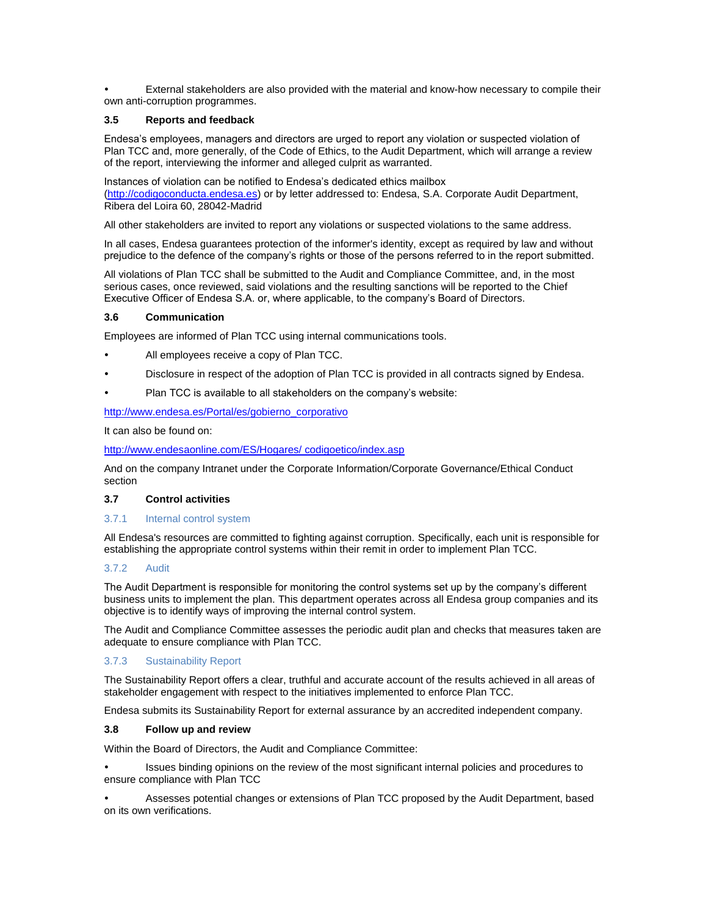- External stakeholders are also provided with the material and know-how necessary to compile their own anti-corruption programmes.

### 3.5 Reports and feedback

Endesa's employees, managers and directors are urged to report any violation or suspected violation of Plan TCC and, more generally, of the Code of Ethics, to the Audit Department, which will arrange a review of the report, interviewing the informer and alleged culprit as warranted.

Instances of violation can be notified to Endesa's dedicated ethics mailbox (http://codigoconducta.endesa.es) or by letter addressed to: Endesa, S.A. Corporate Audit Department, Ribera del Loira 60, 28042-Madrid

All other stakeholders are invited to report any violations or suspected violations to the same address.

In all cases, Endesa guarantees protection of the informer's identity, except as required by law and without prejudice to the defence of the company's rights or those of the persons referred to in the report submitted.

All violations of Plan TCC shall be submitted to the Audit and Compliance Committee, and, in the most serious cases, once reviewed, said violations and the resulting sanctions will be reported to the Chief Executive Officer of Endesa S.A. or, where applicable, to the company's Board of Directors.

### 3.6 Communication

Employees are informed of Plan TCC using internal communications tools.

- All employees receive a copy of Plan TCC.
- Disclosure in respect of the adoption of Plan TCC is provided in all contracts signed by Endesa.
- Plan TCC is available to all stakeholders on the company's website:

http://www.endesa.es/Portal/es/gobierno_corporativo

It can also be found on:

http://www.endesaonline.com/ES/Hogares/ codigoetico/index.asp

And on the company Intranet under the Corporate Information/Corporate Governance/Ethical Conduct section

### 3.7 Control activities

#### 3.7.1 Internal control system

All Endesa's resources are committed to fighting against corruption. Specifically, each unit is responsible for establishing the appropriate control systems within their remit in order to implement Plan TCC.

#### 3.7.2 Audit

The Audit Department is responsible for monitoring the control systems set up by the company's different business units to implement the plan. This department operates across all Endesa group companies and its objective is to identify ways of improving the internal control system.

The Audit and Compliance Committee assesses the periodic audit plan and checks that measures taken are adequate to ensure compliance with Plan TCC.

#### 3.7.3 Sustainability Report

The Sustainability Report offers a clear, truthful and accurate account of the results achieved in all areas of stakeholder engagement with respect to the initiatives implemented to enforce Plan TCC.

Endesa submits its Sustainability Report for external assurance by an accredited independent company.

### 3.8 Follow up and review

Within the Board of Directors, the Audit and Compliance Committee:

- Issues binding opinions on the review of the most significant internal policies and procedures to ensure compliance with Plan TCC
- Assesses potential changes or extensions of Plan TCC proposed by the Audit Department, based on its own verifications.